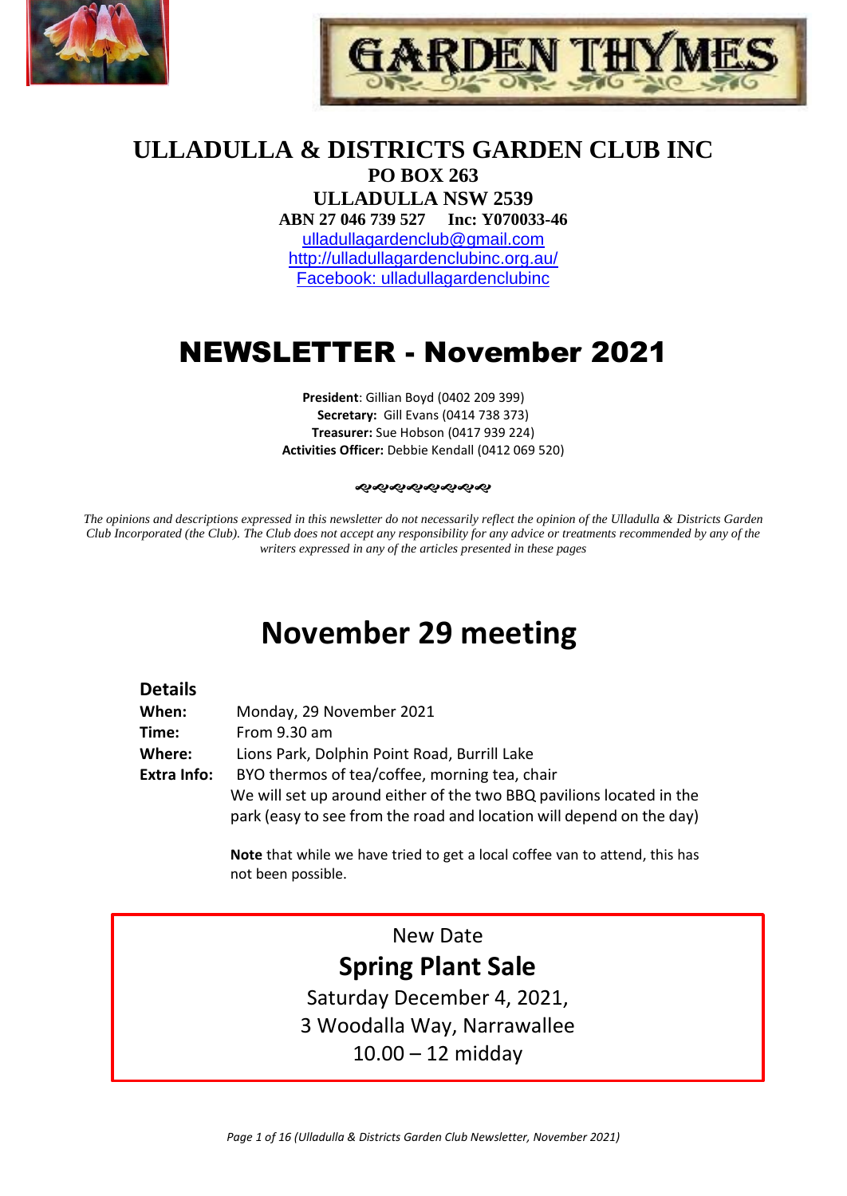GARDEN THYMES

# ULLADULLA & DISTRICTS GARDEN CLUB INC

**PO BOX 263**
**ULLADULLA NSW 2539**
**ABN 27 046 739 527 Inc: Y070033-46**

ulladullagardenclub@gmail.com
http://ulladullagardenclubinc.org.au/
Facebook: ulladullagardenclubinc

# NEWSLETTER - November 2021

**President**: Gillian Boyd (0402 209 399)
**Secretary:** Gill Evans (0414 738 373)
**Treasurer:** Sue Hobson (0417 939 224)
**Activities Officer:** Debbie Kendall (0412 069 520)

*The opinions and descriptions expressed in this newsletter do not necessarily reflect the opinion of the Ulladulla & Districts Garden Club Incorporated (the Club). The Club does not accept any responsibility for any advice or treatments recommended by any of the writers expressed in any of the articles presented in these pages*

## November 29 meeting

### Details

**When:** Monday, 29 November 2021
**Time:** From 9.30 am
**Where:** Lions Park, Dolphin Point Road, Burrill Lake
**Extra Info:** BYO thermos of tea/coffee, morning tea, chair
We will set up around either of the two BBQ pavilions located in the park (easy to see from the road and location will depend on the day)

**Note** that while we have tried to get a local coffee van to attend, this has not been possible.

New Date

## Spring Plant Sale

Saturday December 4, 2021,
3 Woodalla Way, Narrawallee
10.00 – 12 midday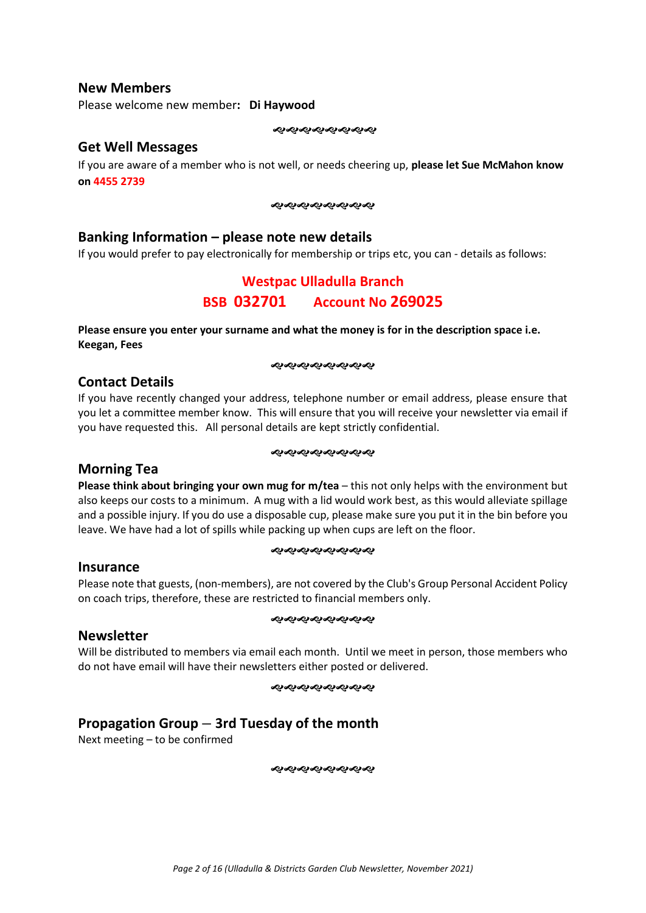## New Members

Please welcome new member**: Di Haywood**

ଋଋଋଋଋଋଋଋଋ

## Get Well Messages

If you are aware of a member who is not well, or needs cheering up, **please let Sue McMahon know on 4455 2739**

ଋଋଋଋଋଋଋଋଋ

## Banking Information – please note new details

If you would prefer to pay electronically for membership or trips etc, you can - details as follows:

**Westpac Ulladulla Branch**

**BSB 032701 Account No 269025**

**Please ensure you enter your surname and what the money is for in the description space i.e. Keegan, Fees**

ଋଋଋଋଋଋଋଋଋ

## Contact Details

If you have recently changed your address, telephone number or email address, please ensure that you let a committee member know. This will ensure that you will receive your newsletter via email if you have requested this. All personal details are kept strictly confidential.

ଋଋଋଋଋଋଋଋଋ

## Morning Tea

**Please think about bringing your own mug for m/tea** – this not only helps with the environment but also keeps our costs to a minimum. A mug with a lid would work best, as this would alleviate spillage and a possible injury. If you do use a disposable cup, please make sure you put it in the bin before you leave. We have had a lot of spills while packing up when cups are left on the floor.

ଋଋଋଋଋଋଋଋଋ

## Insurance

Please note that guests, (non-members), are not covered by the Club's Group Personal Accident Policy on coach trips, therefore, these are restricted to financial members only.

ଋଋଋଋଋଋଋଋଋ

## Newsletter

Will be distributed to members via email each month. Until we meet in person, those members who do not have email will have their newsletters either posted or delivered.

ଋଋଋଋଋଋଋଋଋ

## Propagation Group – 3rd Tuesday of the month

Next meeting – to be confirmed

ଋଋଋଋଋଋଋଋଋ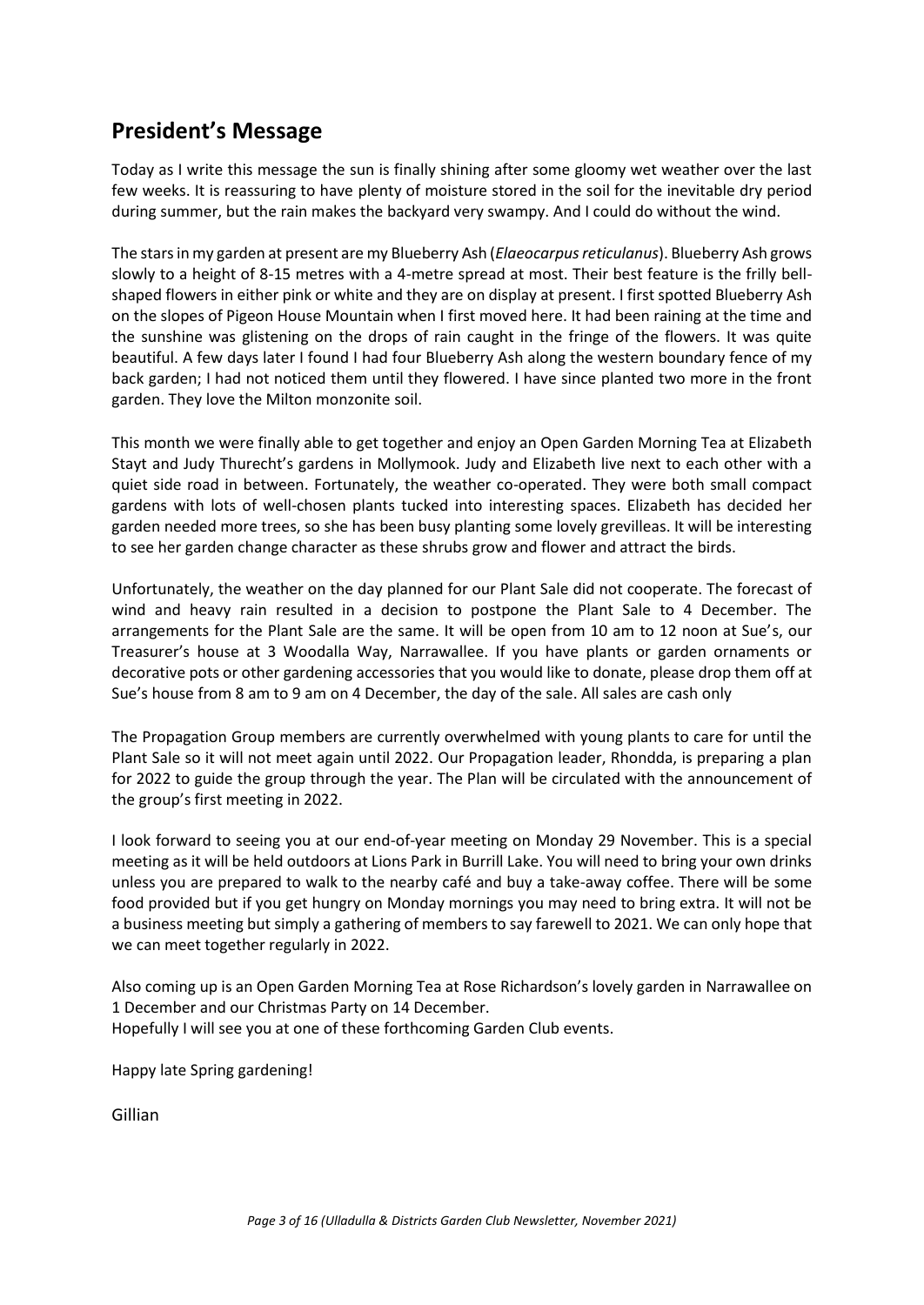## President's Message

Today as I write this message the sun is finally shining after some gloomy wet weather over the last few weeks. It is reassuring to have plenty of moisture stored in the soil for the inevitable dry period during summer, but the rain makes the backyard very swampy. And I could do without the wind.

The stars in my garden at present are my Blueberry Ash (*Elaeocarpus reticulanus*). Blueberry Ash grows slowly to a height of 8-15 metres with a 4-metre spread at most. Their best feature is the frilly bell-shaped flowers in either pink or white and they are on display at present. I first spotted Blueberry Ash on the slopes of Pigeon House Mountain when I first moved here. It had been raining at the time and the sunshine was glistening on the drops of rain caught in the fringe of the flowers. It was quite beautiful. A few days later I found I had four Blueberry Ash along the western boundary fence of my back garden; I had not noticed them until they flowered. I have since planted two more in the front garden. They love the Milton monzonite soil.

This month we were finally able to get together and enjoy an Open Garden Morning Tea at Elizabeth Stayt and Judy Thurecht's gardens in Mollymook. Judy and Elizabeth live next to each other with a quiet side road in between. Fortunately, the weather co-operated. They were both small compact gardens with lots of well-chosen plants tucked into interesting spaces. Elizabeth has decided her garden needed more trees, so she has been busy planting some lovely grevilleas. It will be interesting to see her garden change character as these shrubs grow and flower and attract the birds.

Unfortunately, the weather on the day planned for our Plant Sale did not cooperate. The forecast of wind and heavy rain resulted in a decision to postpone the Plant Sale to 4 December. The arrangements for the Plant Sale are the same. It will be open from 10 am to 12 noon at Sue's, our Treasurer's house at 3 Woodalla Way, Narrawallee. If you have plants or garden ornaments or decorative pots or other gardening accessories that you would like to donate, please drop them off at Sue's house from 8 am to 9 am on 4 December, the day of the sale. All sales are cash only

The Propagation Group members are currently overwhelmed with young plants to care for until the Plant Sale so it will not meet again until 2022. Our Propagation leader, Rhondda, is preparing a plan for 2022 to guide the group through the year. The Plan will be circulated with the announcement of the group's first meeting in 2022.

I look forward to seeing you at our end-of-year meeting on Monday 29 November. This is a special meeting as it will be held outdoors at Lions Park in Burrill Lake. You will need to bring your own drinks unless you are prepared to walk to the nearby café and buy a take-away coffee. There will be some food provided but if you get hungry on Monday mornings you may need to bring extra. It will not be a business meeting but simply a gathering of members to say farewell to 2021. We can only hope that we can meet together regularly in 2022.

Also coming up is an Open Garden Morning Tea at Rose Richardson's lovely garden in Narrawallee on 1 December and our Christmas Party on 14 December.
Hopefully I will see you at one of these forthcoming Garden Club events.

Happy late Spring gardening!

Gillian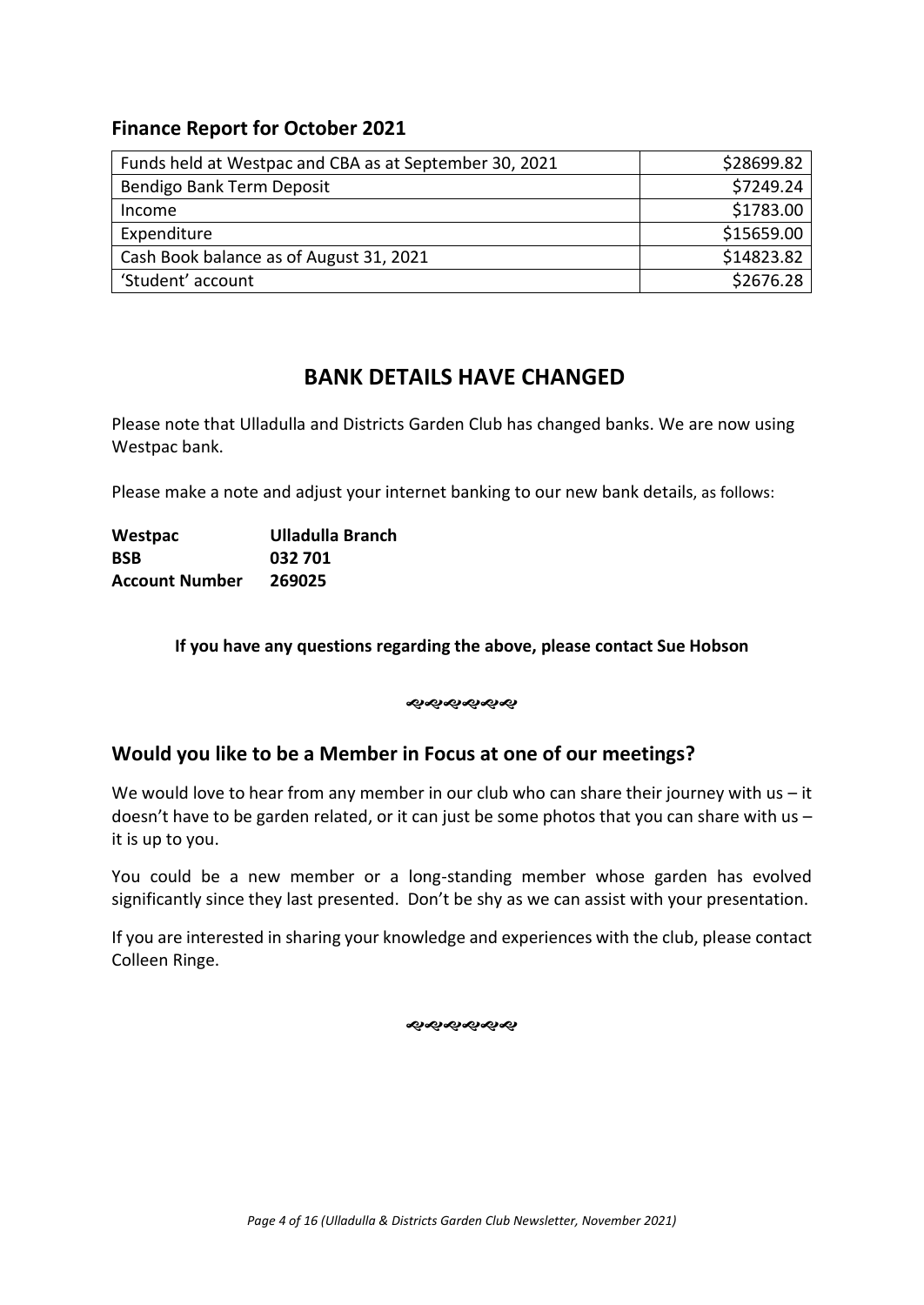## Finance Report for October 2021

| Funds held at Westpac and CBA as at September 30, 2021 | \$28699.82 |
|---|---:|
| Bendigo Bank Term Deposit | \$7249.24 |
| Income | \$1783.00 |
| Expenditure | \$15659.00 |
| Cash Book balance as of August 31, 2021 | \$14823.82 |
| 'Student' account | \$2676.28 |

## BANK DETAILS HAVE CHANGED

Please note that Ulladulla and Districts Garden Club has changed banks. We are now using Westpac bank.

Please make a note and adjust your internet banking to our new bank details, as follows:

**Westpac** **Ulladulla Branch**
**BSB** **032 701**
**Account Number** **269025**

**If you have any questions regarding the above, please contact Sue Hobson**

ꝛꝛꝛꝛꝛꝛ

## Would you like to be a Member in Focus at one of our meetings?

We would love to hear from any member in our club who can share their journey with us – it doesn't have to be garden related, or it can just be some photos that you can share with us – it is up to you.

You could be a new member or a long-standing member whose garden has evolved significantly since they last presented. Don't be shy as we can assist with your presentation.

If you are interested in sharing your knowledge and experiences with the club, please contact Colleen Ringe.

ꝛꝛꝛꝛꝛꝛ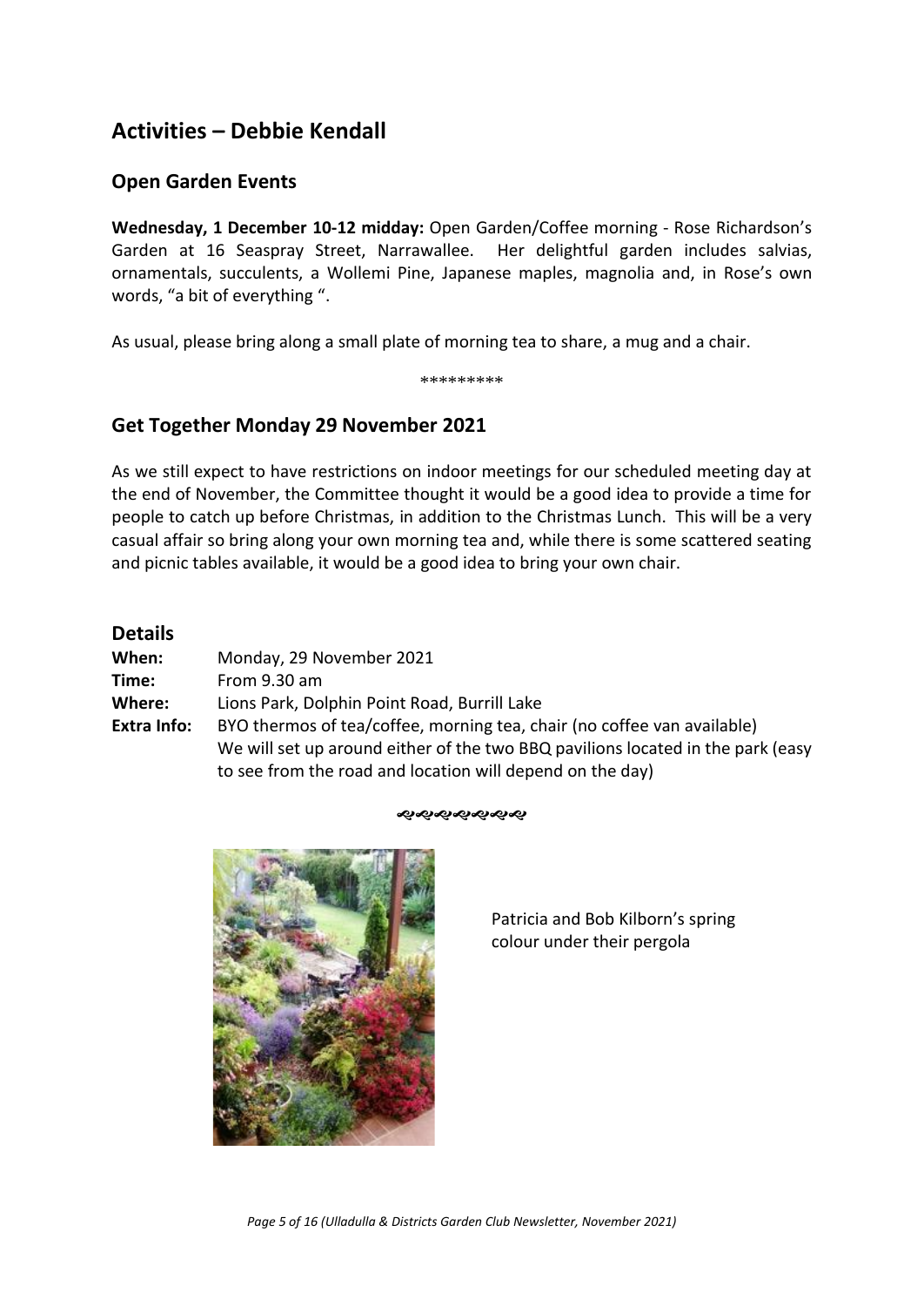## Activities – Debbie Kendall

### Open Garden Events

**Wednesday, 1 December 10-12 midday:** Open Garden/Coffee morning - Rose Richardson's Garden at 16 Seaspray Street, Narrawallee. Her delightful garden includes salvias, ornamentals, succulents, a Wollemi Pine, Japanese maples, magnolia and, in Rose's own words, "a bit of everything ".

As usual, please bring along a small plate of morning tea to share, a mug and a chair.

*********

### Get Together Monday 29 November 2021

As we still expect to have restrictions on indoor meetings for our scheduled meeting day at the end of November, the Committee thought it would be a good idea to provide a time for people to catch up before Christmas, in addition to the Christmas Lunch. This will be a very casual affair so bring along your own morning tea and, while there is some scattered seating and picnic tables available, it would be a good idea to bring your own chair.

### Details

**When:** Monday, 29 November 2021

**Time:** From 9.30 am

**Where:** Lions Park, Dolphin Point Road, Burrill Lake

**Extra Info:** BYO thermos of tea/coffee, morning tea, chair (no coffee van available)
We will set up around either of the two BBQ pavilions located in the park (easy to see from the road and location will depend on the day)

Patricia and Bob Kilborn's spring colour under their pergola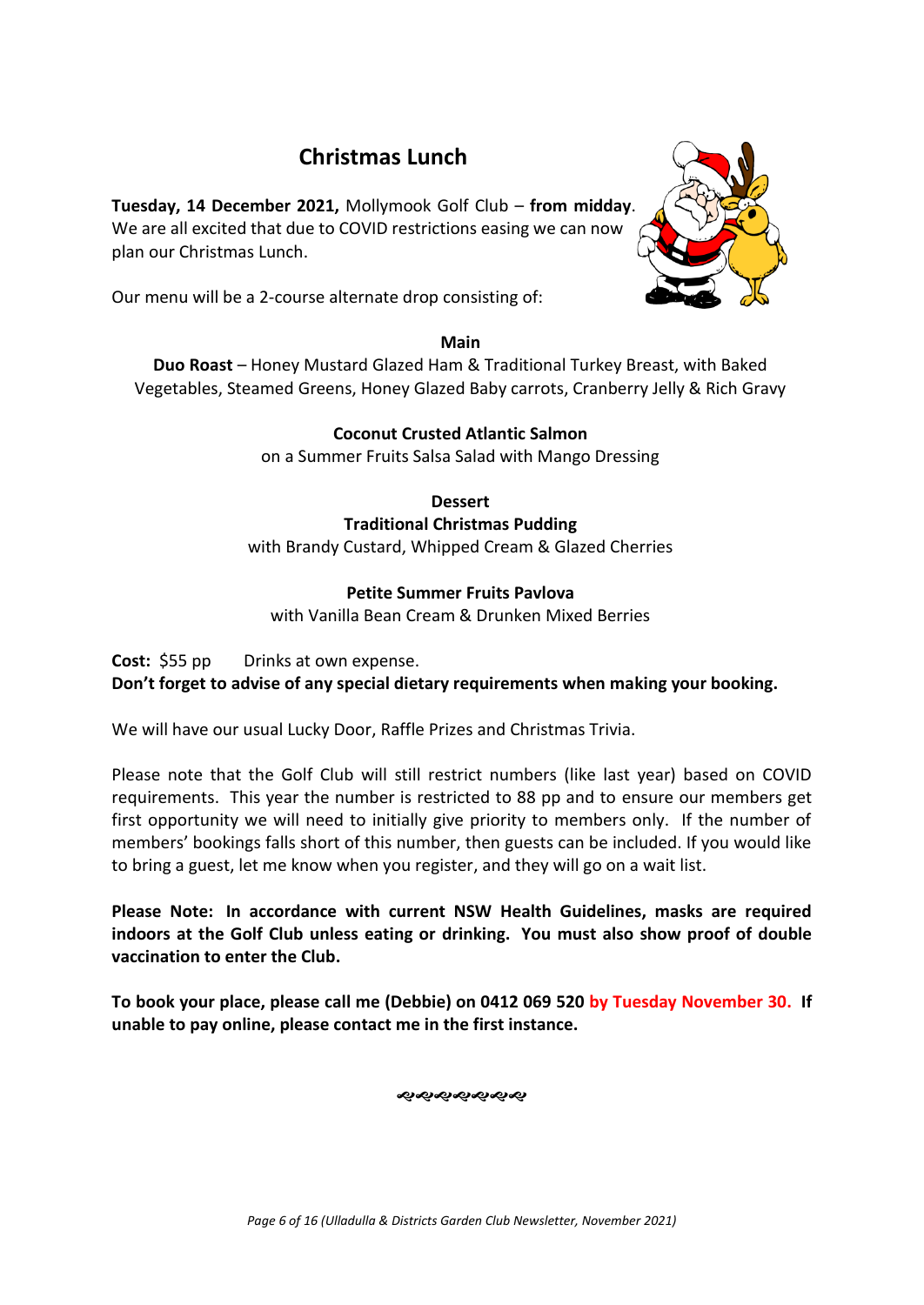# Christmas Lunch

**Tuesday, 14 December 2021,** Mollymook Golf Club – **from midday**.
We are all excited that due to COVID restrictions easing we can now plan our Christmas Lunch.

Our menu will be a 2-course alternate drop consisting of:

**Main**

**Duo Roast** – Honey Mustard Glazed Ham & Traditional Turkey Breast, with Baked Vegetables, Steamed Greens, Honey Glazed Baby carrots, Cranberry Jelly & Rich Gravy

**Coconut Crusted Atlantic Salmon**
on a Summer Fruits Salsa Salad with Mango Dressing

**Dessert**

**Traditional Christmas Pudding**
with Brandy Custard, Whipped Cream & Glazed Cherries

**Petite Summer Fruits Pavlova**
with Vanilla Bean Cream & Drunken Mixed Berries

**Cost:** $55 pp    Drinks at own expense.
**Don't forget to advise of any special dietary requirements when making your booking.**

We will have our usual Lucky Door, Raffle Prizes and Christmas Trivia.

Please note that the Golf Club will still restrict numbers (like last year) based on COVID requirements. This year the number is restricted to 88 pp and to ensure our members get first opportunity we will need to initially give priority to members only. If the number of members' bookings falls short of this number, then guests can be included. If you would like to bring a guest, let me know when you register, and they will go on a wait list.

**Please Note: In accordance with current NSW Health Guidelines, masks are required indoors at the Golf Club unless eating or drinking. You must also show proof of double vaccination to enter the Club.**

**To book your place, please call me (Debbie) on 0412 069 520 by Tuesday November 30. If unable to pay online, please contact me in the first instance.**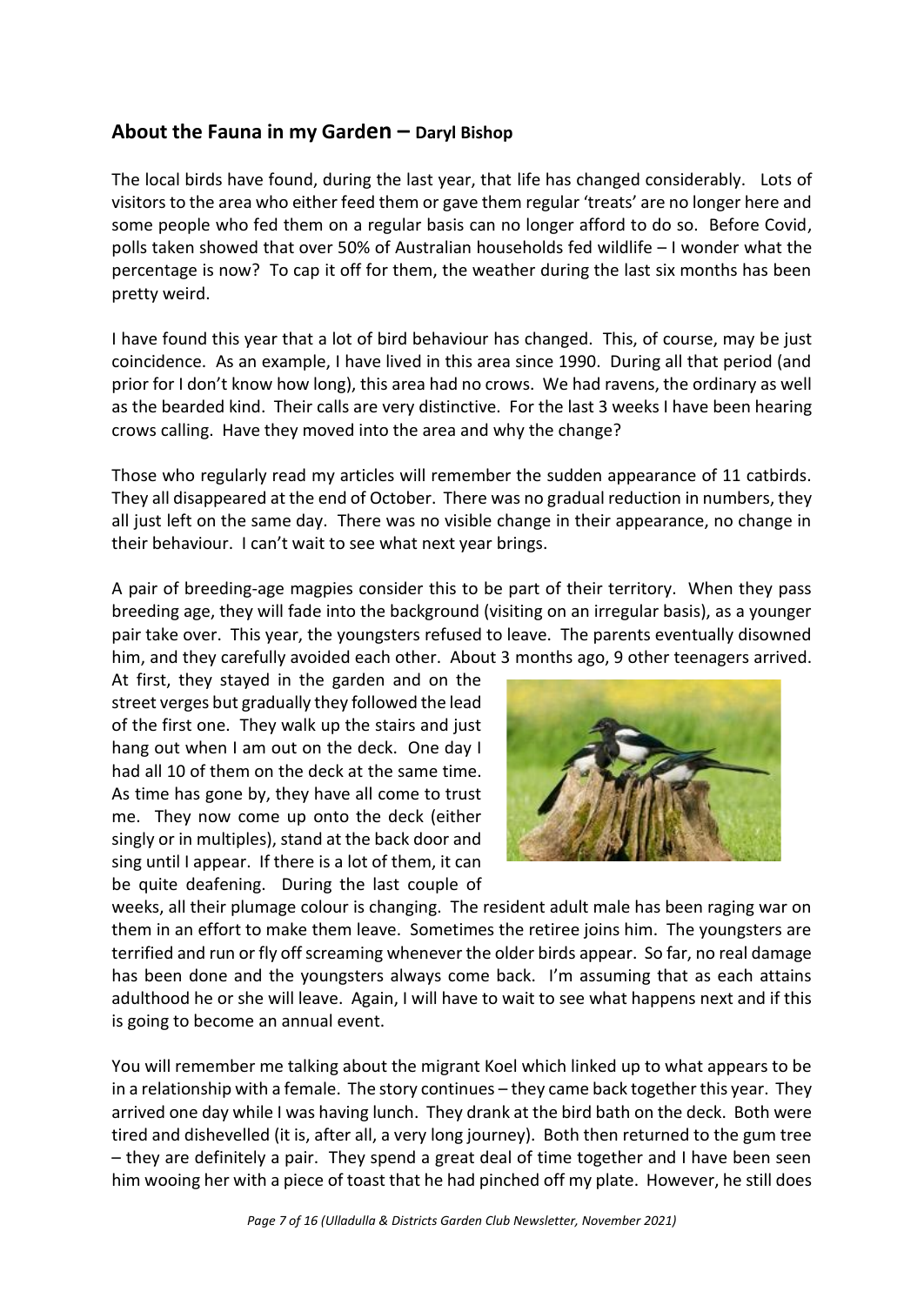## About the Fauna in my Garden – Daryl Bishop

The local birds have found, during the last year, that life has changed considerably. Lots of visitors to the area who either feed them or gave them regular 'treats' are no longer here and some people who fed them on a regular basis can no longer afford to do so. Before Covid, polls taken showed that over 50% of Australian households fed wildlife – I wonder what the percentage is now? To cap it off for them, the weather during the last six months has been pretty weird.

I have found this year that a lot of bird behaviour has changed. This, of course, may be just coincidence. As an example, I have lived in this area since 1990. During all that period (and prior for I don't know how long), this area had no crows. We had ravens, the ordinary as well as the bearded kind. Their calls are very distinctive. For the last 3 weeks I have been hearing crows calling. Have they moved into the area and why the change?

Those who regularly read my articles will remember the sudden appearance of 11 catbirds. They all disappeared at the end of October. There was no gradual reduction in numbers, they all just left on the same day. There was no visible change in their appearance, no change in their behaviour. I can't wait to see what next year brings.

A pair of breeding-age magpies consider this to be part of their territory. When they pass breeding age, they will fade into the background (visiting on an irregular basis), as a younger pair take over. This year, the youngsters refused to leave. The parents eventually disowned him, and they carefully avoided each other. About 3 months ago, 9 other teenagers arrived. At first, they stayed in the garden and on the street verges but gradually they followed the lead of the first one. They walk up the stairs and just hang out when I am out on the deck. One day I had all 10 of them on the deck at the same time. As time has gone by, they have all come to trust me. They now come up onto the deck (either singly or in multiples), stand at the back door and sing until I appear. If there is a lot of them, it can be quite deafening. During the last couple of weeks, all their plumage colour is changing. The resident adult male has been raging war on them in an effort to make them leave. Sometimes the retiree joins him. The youngsters are terrified and run or fly off screaming whenever the older birds appear. So far, no real damage has been done and the youngsters always come back. I'm assuming that as each attains adulthood he or she will leave. Again, I will have to wait to see what happens next and if this is going to become an annual event.

You will remember me talking about the migrant Koel which linked up to what appears to be in a relationship with a female. The story continues – they came back together this year. They arrived one day while I was having lunch. They drank at the bird bath on the deck. Both were tired and dishevelled (it is, after all, a very long journey). Both then returned to the gum tree – they are definitely a pair. They spend a great deal of time together and I have been seen him wooing her with a piece of toast that he had pinched off my plate. However, he still does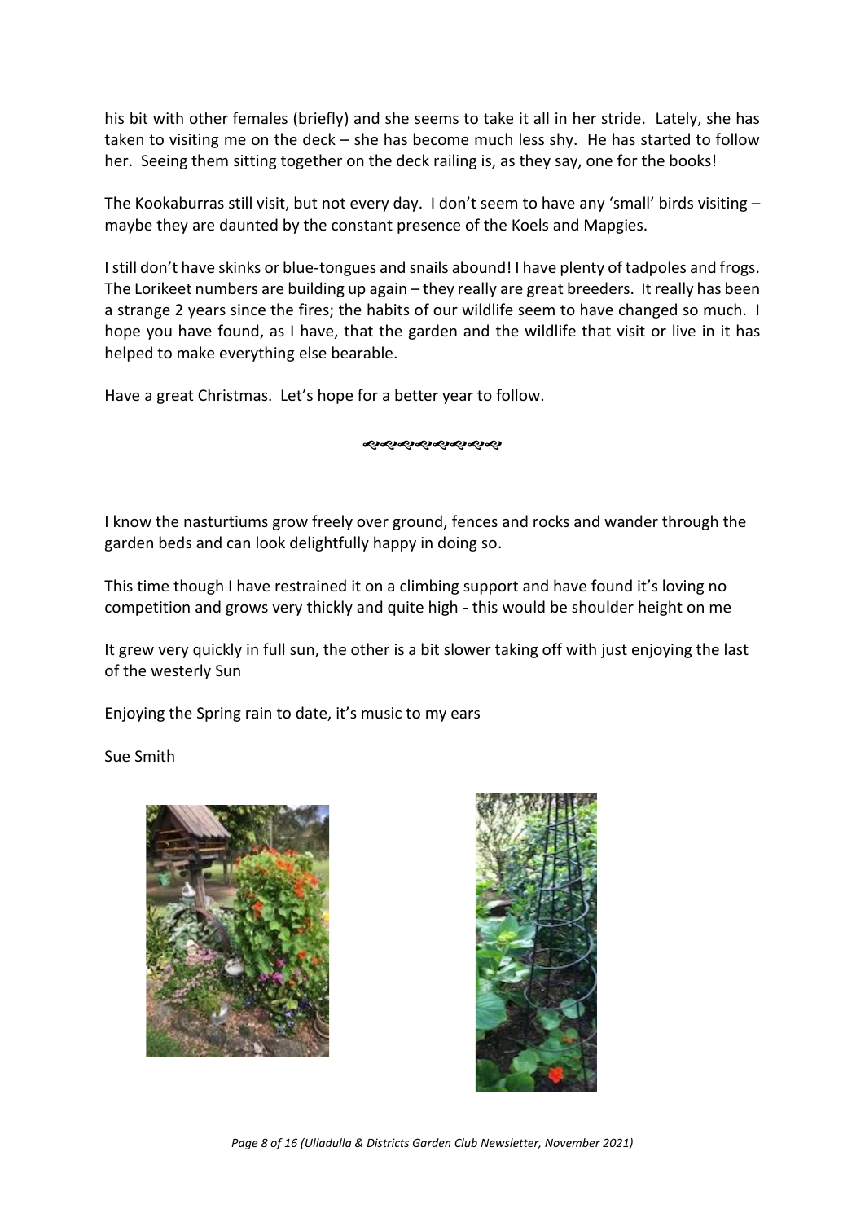his bit with other females (briefly) and she seems to take it all in her stride. Lately, she has taken to visiting me on the deck – she has become much less shy. He has started to follow her. Seeing them sitting together on the deck railing is, as they say, one for the books!

The Kookaburras still visit, but not every day. I don't seem to have any 'small' birds visiting – maybe they are daunted by the constant presence of the Koels and Mapgies.

I still don't have skinks or blue-tongues and snails abound! I have plenty of tadpoles and frogs. The Lorikeet numbers are building up again – they really are great breeders. It really has been a strange 2 years since the fires; the habits of our wildlife seem to have changed so much. I hope you have found, as I have, that the garden and the wildlife that visit or live in it has helped to make everything else bearable.

Have a great Christmas. Let's hope for a better year to follow.

~~~~~~~~~

I know the nasturtiums grow freely over ground, fences and rocks and wander through the garden beds and can look delightfully happy in doing so.

This time though I have restrained it on a climbing support and have found it's loving no competition and grows very thickly and quite high - this would be shoulder height on me

It grew very quickly in full sun, the other is a bit slower taking off with just enjoying the last of the westerly Sun

Enjoying the Spring rain to date, it's music to my ears

Sue Smith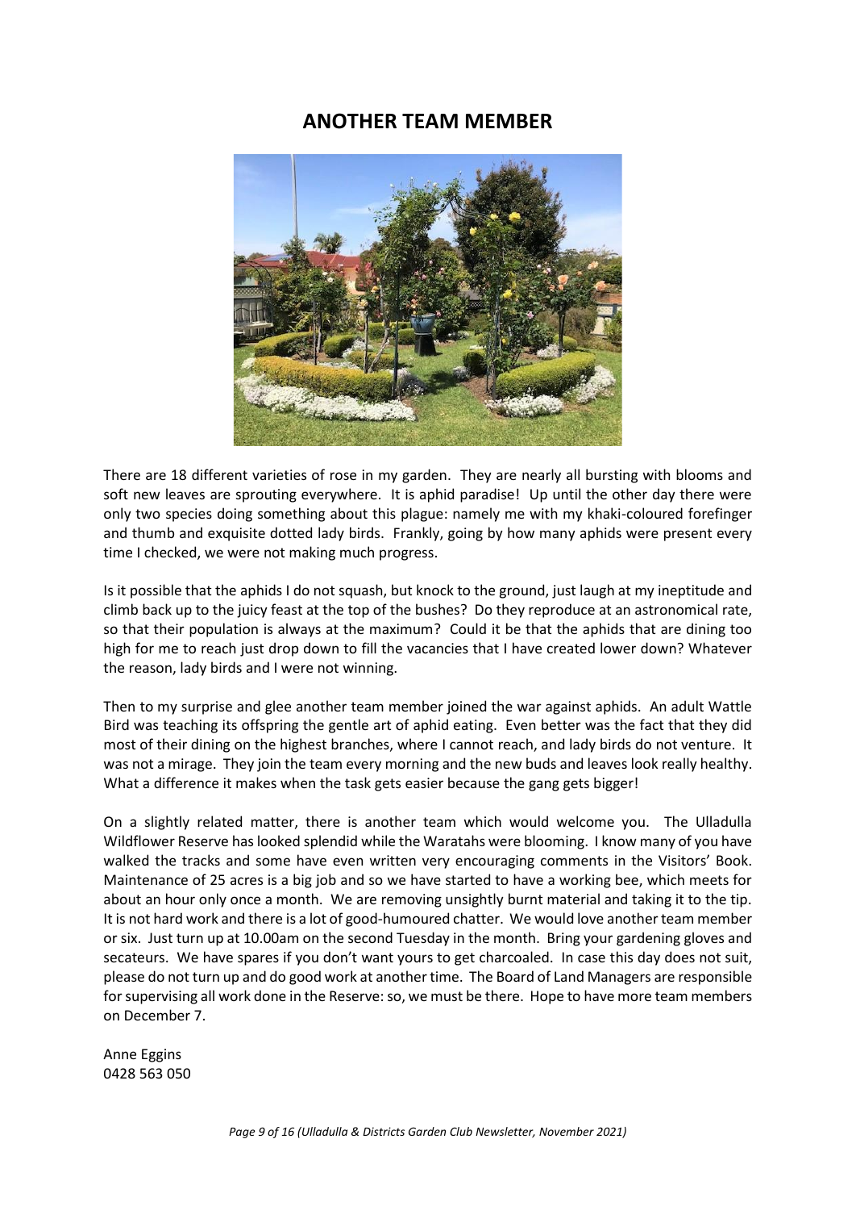# ANOTHER TEAM MEMBER

There are 18 different varieties of rose in my garden. They are nearly all bursting with blooms and soft new leaves are sprouting everywhere. It is aphid paradise! Up until the other day there were only two species doing something about this plague: namely me with my khaki-coloured forefinger and thumb and exquisite dotted lady birds. Frankly, going by how many aphids were present every time I checked, we were not making much progress.

Is it possible that the aphids I do not squash, but knock to the ground, just laugh at my ineptitude and climb back up to the juicy feast at the top of the bushes? Do they reproduce at an astronomical rate, so that their population is always at the maximum? Could it be that the aphids that are dining too high for me to reach just drop down to fill the vacancies that I have created lower down? Whatever the reason, lady birds and I were not winning.

Then to my surprise and glee another team member joined the war against aphids. An adult Wattle Bird was teaching its offspring the gentle art of aphid eating. Even better was the fact that they did most of their dining on the highest branches, where I cannot reach, and lady birds do not venture. It was not a mirage. They join the team every morning and the new buds and leaves look really healthy. What a difference it makes when the task gets easier because the gang gets bigger!

On a slightly related matter, there is another team which would welcome you. The Ulladulla Wildflower Reserve has looked splendid while the Waratahs were blooming. I know many of you have walked the tracks and some have even written very encouraging comments in the Visitors' Book. Maintenance of 25 acres is a big job and so we have started to have a working bee, which meets for about an hour only once a month. We are removing unsightly burnt material and taking it to the tip. It is not hard work and there is a lot of good-humoured chatter. We would love another team member or six. Just turn up at 10.00am on the second Tuesday in the month. Bring your gardening gloves and secateurs. We have spares if you don't want yours to get charcoaled. In case this day does not suit, please do not turn up and do good work at another time. The Board of Land Managers are responsible for supervising all work done in the Reserve: so, we must be there. Hope to have more team members on December 7.

Anne Eggins
0428 563 050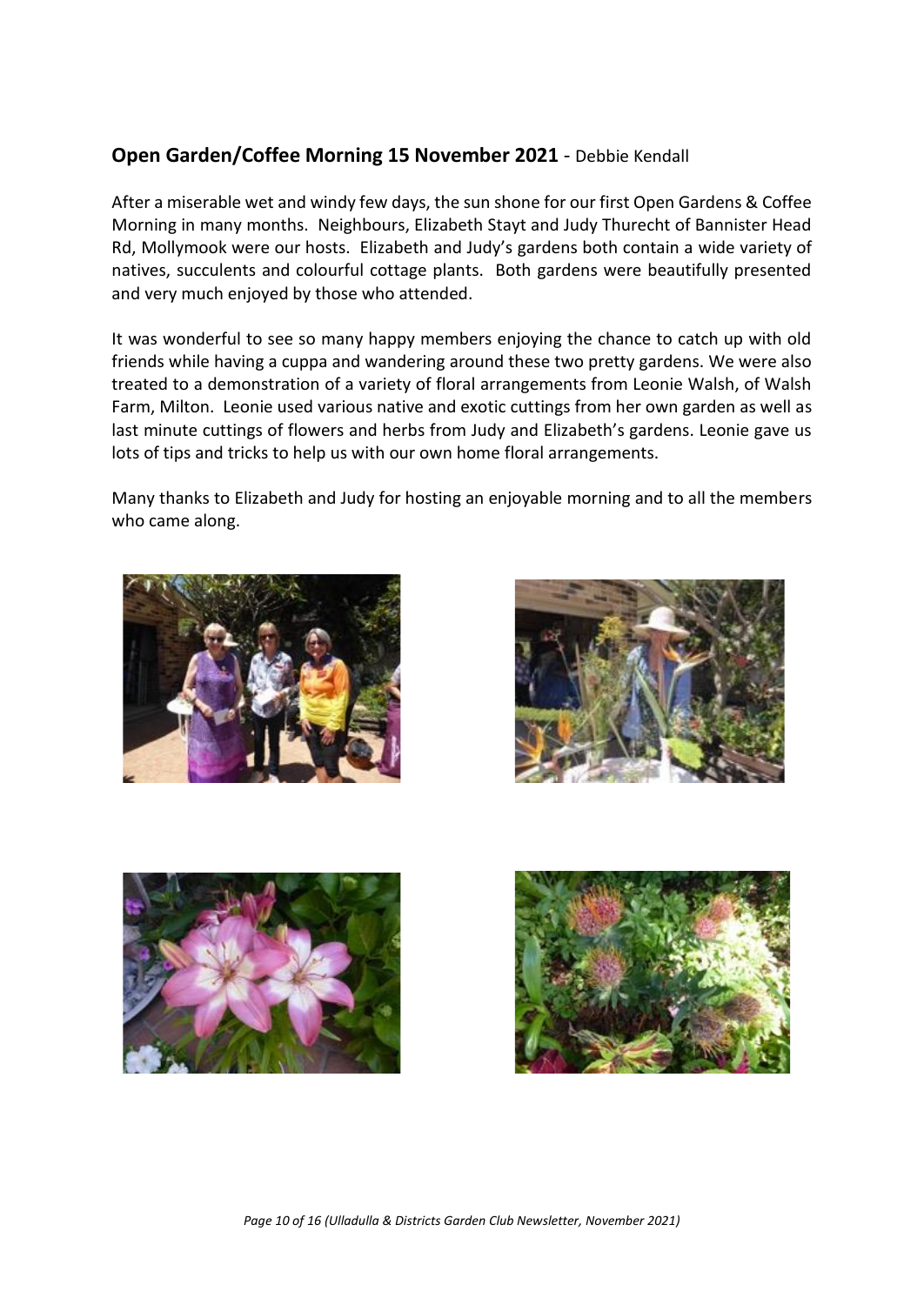## **Open Garden/Coffee Morning 15 November 2021** - Debbie Kendall

After a miserable wet and windy few days, the sun shone for our first Open Gardens & Coffee Morning in many months. Neighbours, Elizabeth Stayt and Judy Thurecht of Bannister Head Rd, Mollymook were our hosts. Elizabeth and Judy's gardens both contain a wide variety of natives, succulents and colourful cottage plants. Both gardens were beautifully presented and very much enjoyed by those who attended.

It was wonderful to see so many happy members enjoying the chance to catch up with old friends while having a cuppa and wandering around these two pretty gardens. We were also treated to a demonstration of a variety of floral arrangements from Leonie Walsh, of Walsh Farm, Milton. Leonie used various native and exotic cuttings from her own garden as well as last minute cuttings of flowers and herbs from Judy and Elizabeth's gardens. Leonie gave us lots of tips and tricks to help us with our own home floral arrangements.

Many thanks to Elizabeth and Judy for hosting an enjoyable morning and to all the members who came along.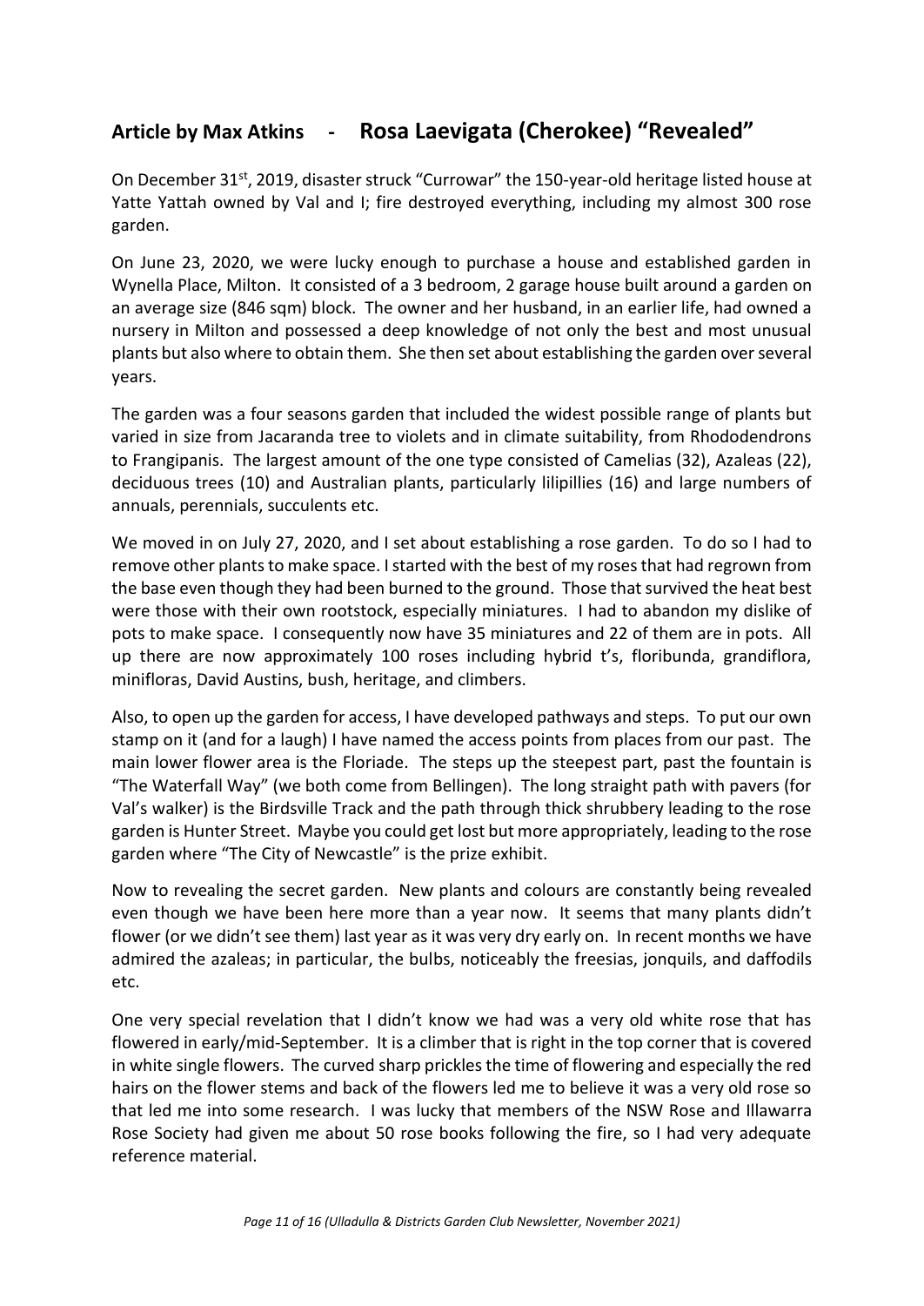## Article by Max Atkins - Rosa Laevigata (Cherokee) "Revealed"

On December 31st, 2019, disaster struck "Currowar" the 150-year-old heritage listed house at Yatte Yattah owned by Val and I; fire destroyed everything, including my almost 300 rose garden.

On June 23, 2020, we were lucky enough to purchase a house and established garden in Wynella Place, Milton. It consisted of a 3 bedroom, 2 garage house built around a garden on an average size (846 sqm) block. The owner and her husband, in an earlier life, had owned a nursery in Milton and possessed a deep knowledge of not only the best and most unusual plants but also where to obtain them. She then set about establishing the garden over several years.

The garden was a four seasons garden that included the widest possible range of plants but varied in size from Jacaranda tree to violets and in climate suitability, from Rhododendrons to Frangipanis. The largest amount of the one type consisted of Camelias (32), Azaleas (22), deciduous trees (10) and Australian plants, particularly lilipillies (16) and large numbers of annuals, perennials, succulents etc.

We moved in on July 27, 2020, and I set about establishing a rose garden. To do so I had to remove other plants to make space. I started with the best of my roses that had regrown from the base even though they had been burned to the ground. Those that survived the heat best were those with their own rootstock, especially miniatures. I had to abandon my dislike of pots to make space. I consequently now have 35 miniatures and 22 of them are in pots. All up there are now approximately 100 roses including hybrid t's, floribunda, grandiflora, minifloras, David Austins, bush, heritage, and climbers.

Also, to open up the garden for access, I have developed pathways and steps. To put our own stamp on it (and for a laugh) I have named the access points from places from our past. The main lower flower area is the Floriade. The steps up the steepest part, past the fountain is "The Waterfall Way" (we both come from Bellingen). The long straight path with pavers (for Val's walker) is the Birdsville Track and the path through thick shrubbery leading to the rose garden is Hunter Street. Maybe you could get lost but more appropriately, leading to the rose garden where "The City of Newcastle" is the prize exhibit.

Now to revealing the secret garden. New plants and colours are constantly being revealed even though we have been here more than a year now. It seems that many plants didn't flower (or we didn't see them) last year as it was very dry early on. In recent months we have admired the azaleas; in particular, the bulbs, noticeably the freesias, jonquils, and daffodils etc.

One very special revelation that I didn't know we had was a very old white rose that has flowered in early/mid-September. It is a climber that is right in the top corner that is covered in white single flowers. The curved sharp prickles the time of flowering and especially the red hairs on the flower stems and back of the flowers led me to believe it was a very old rose so that led me into some research. I was lucky that members of the NSW Rose and Illawarra Rose Society had given me about 50 rose books following the fire, so I had very adequate reference material.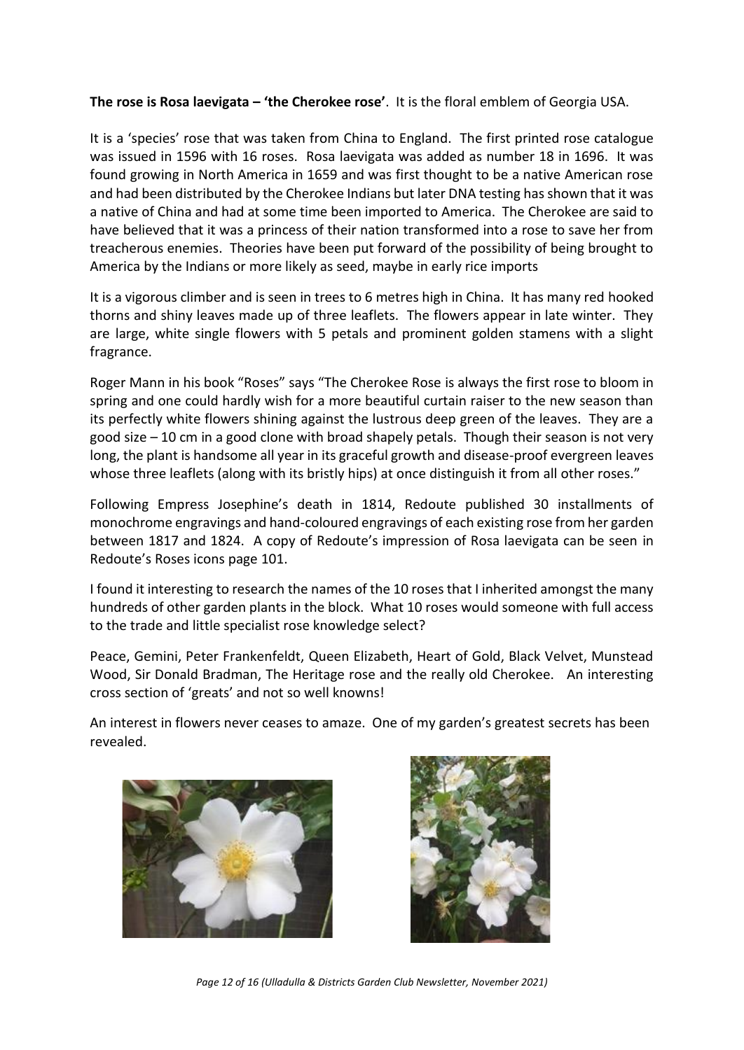**The rose is Rosa laevigata – 'the Cherokee rose'**. It is the floral emblem of Georgia USA.

It is a 'species' rose that was taken from China to England. The first printed rose catalogue was issued in 1596 with 16 roses. Rosa laevigata was added as number 18 in 1696. It was found growing in North America in 1659 and was first thought to be a native American rose and had been distributed by the Cherokee Indians but later DNA testing has shown that it was a native of China and had at some time been imported to America. The Cherokee are said to have believed that it was a princess of their nation transformed into a rose to save her from treacherous enemies. Theories have been put forward of the possibility of being brought to America by the Indians or more likely as seed, maybe in early rice imports

It is a vigorous climber and is seen in trees to 6 metres high in China. It has many red hooked thorns and shiny leaves made up of three leaflets. The flowers appear in late winter. They are large, white single flowers with 5 petals and prominent golden stamens with a slight fragrance.

Roger Mann in his book "Roses" says "The Cherokee Rose is always the first rose to bloom in spring and one could hardly wish for a more beautiful curtain raiser to the new season than its perfectly white flowers shining against the lustrous deep green of the leaves. They are a good size – 10 cm in a good clone with broad shapely petals. Though their season is not very long, the plant is handsome all year in its graceful growth and disease-proof evergreen leaves whose three leaflets (along with its bristly hips) at once distinguish it from all other roses."

Following Empress Josephine's death in 1814, Redoute published 30 installments of monochrome engravings and hand-coloured engravings of each existing rose from her garden between 1817 and 1824. A copy of Redoute's impression of Rosa laevigata can be seen in Redoute's Roses icons page 101.

I found it interesting to research the names of the 10 roses that I inherited amongst the many hundreds of other garden plants in the block. What 10 roses would someone with full access to the trade and little specialist rose knowledge select?

Peace, Gemini, Peter Frankenfeldt, Queen Elizabeth, Heart of Gold, Black Velvet, Munstead Wood, Sir Donald Bradman, The Heritage rose and the really old Cherokee. An interesting cross section of 'greats' and not so well knowns!

An interest in flowers never ceases to amaze. One of my garden's greatest secrets has been revealed.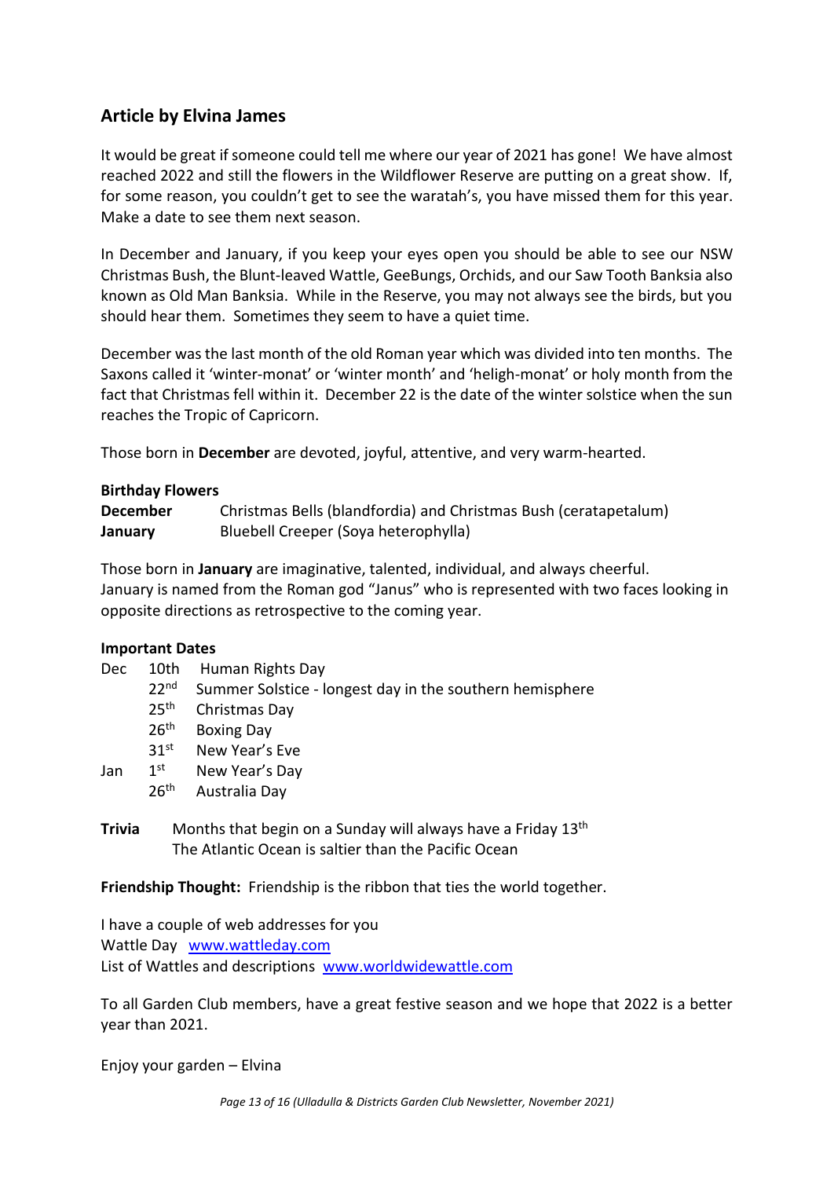## Article by Elvina James

It would be great if someone could tell me where our year of 2021 has gone! We have almost reached 2022 and still the flowers in the Wildflower Reserve are putting on a great show. If, for some reason, you couldn't get to see the waratah's, you have missed them for this year. Make a date to see them next season.

In December and January, if you keep your eyes open you should be able to see our NSW Christmas Bush, the Blunt-leaved Wattle, GeeBungs, Orchids, and our Saw Tooth Banksia also known as Old Man Banksia. While in the Reserve, you may not always see the birds, but you should hear them. Sometimes they seem to have a quiet time.

December was the last month of the old Roman year which was divided into ten months. The Saxons called it 'winter-monat' or 'winter month' and 'heligh-monat' or holy month from the fact that Christmas fell within it. December 22 is the date of the winter solstice when the sun reaches the Tropic of Capricorn.

Those born in **December** are devoted, joyful, attentive, and very warm-hearted.

**Birthday Flowers**

**December** Christmas Bells (blandfordia) and Christmas Bush (ceratapetalum)
**January** Bluebell Creeper (Soya heterophylla)

Those born in **January** are imaginative, talented, individual, and always cheerful.
January is named from the Roman god "Janus" who is represented with two faces looking in opposite directions as retrospective to the coming year.

**Important Dates**

| | | |
|---|---|---|
| Dec | 10th | Human Rights Day |
| | 22nd | Summer Solstice - longest day in the southern hemisphere |
| | 25th | Christmas Day |
| | 26th | Boxing Day |
| | 31st | New Year's Eve |
| Jan | 1st | New Year's Day |
| | 26th | Australia Day |

**Trivia** Months that begin on a Sunday will always have a Friday 13th
The Atlantic Ocean is saltier than the Pacific Ocean

**Friendship Thought:** Friendship is the ribbon that ties the world together.

I have a couple of web addresses for you
Wattle Day www.wattleday.com
List of Wattles and descriptions www.worldwidewattle.com

To all Garden Club members, have a great festive season and we hope that 2022 is a better year than 2021.

Enjoy your garden – Elvina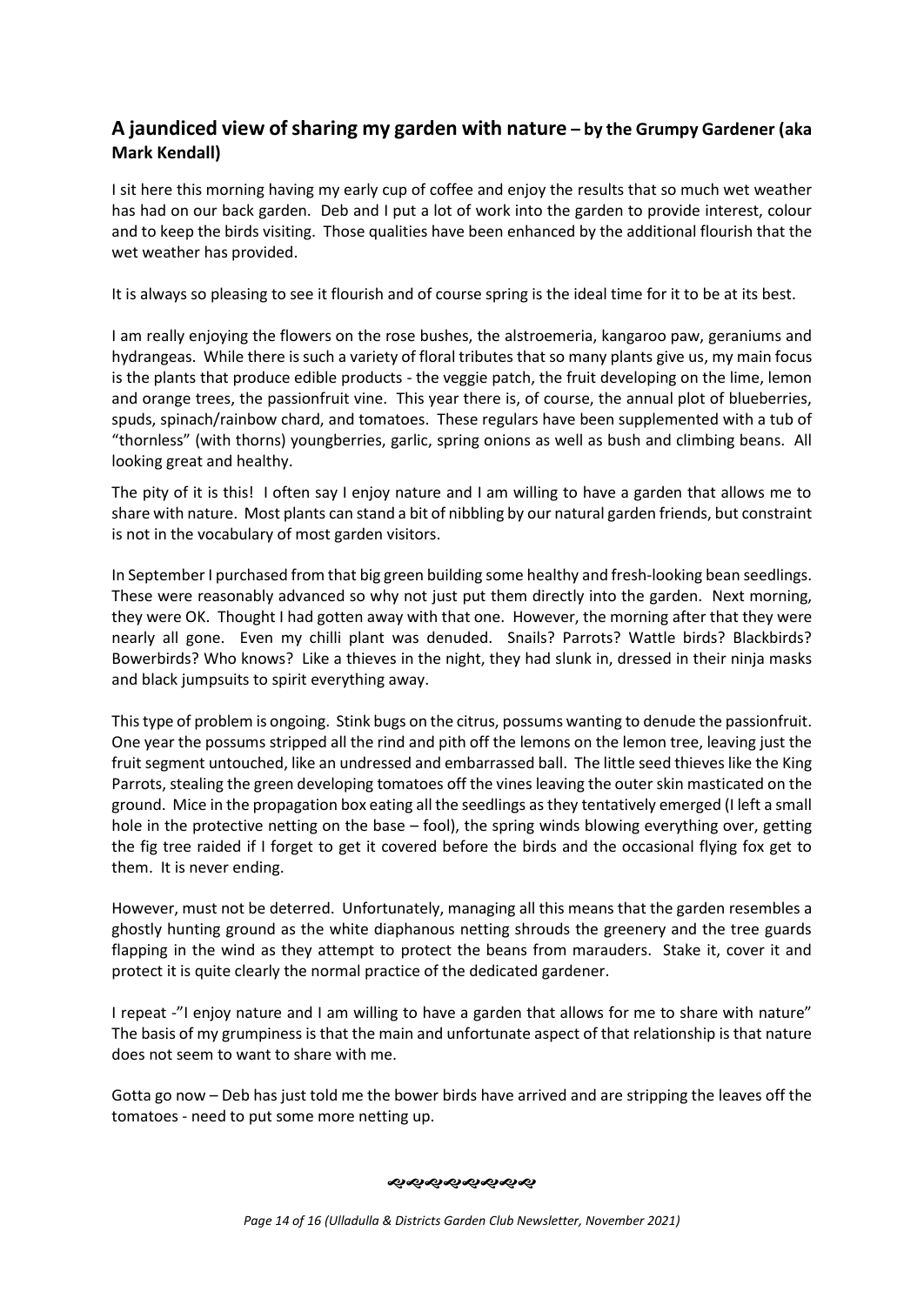## A jaundiced view of sharing my garden with nature – by the Grumpy Gardener (aka Mark Kendall)

I sit here this morning having my early cup of coffee and enjoy the results that so much wet weather has had on our back garden. Deb and I put a lot of work into the garden to provide interest, colour and to keep the birds visiting. Those qualities have been enhanced by the additional flourish that the wet weather has provided.

It is always so pleasing to see it flourish and of course spring is the ideal time for it to be at its best.

I am really enjoying the flowers on the rose bushes, the alstroemeria, kangaroo paw, geraniums and hydrangeas. While there is such a variety of floral tributes that so many plants give us, my main focus is the plants that produce edible products - the veggie patch, the fruit developing on the lime, lemon and orange trees, the passionfruit vine. This year there is, of course, the annual plot of blueberries, spuds, spinach/rainbow chard, and tomatoes. These regulars have been supplemented with a tub of "thornless" (with thorns) youngberries, garlic, spring onions as well as bush and climbing beans. All looking great and healthy.

The pity of it is this! I often say I enjoy nature and I am willing to have a garden that allows me to share with nature. Most plants can stand a bit of nibbling by our natural garden friends, but constraint is not in the vocabulary of most garden visitors.

In September I purchased from that big green building some healthy and fresh-looking bean seedlings. These were reasonably advanced so why not just put them directly into the garden. Next morning, they were OK. Thought I had gotten away with that one. However, the morning after that they were nearly all gone. Even my chilli plant was denuded. Snails? Parrots? Wattle birds? Blackbirds? Bowerbirds? Who knows? Like a thieves in the night, they had slunk in, dressed in their ninja masks and black jumpsuits to spirit everything away.

This type of problem is ongoing. Stink bugs on the citrus, possums wanting to denude the passionfruit. One year the possums stripped all the rind and pith off the lemons on the lemon tree, leaving just the fruit segment untouched, like an undressed and embarrassed ball. The little seed thieves like the King Parrots, stealing the green developing tomatoes off the vines leaving the outer skin masticated on the ground. Mice in the propagation box eating all the seedlings as they tentatively emerged (I left a small hole in the protective netting on the base – fool), the spring winds blowing everything over, getting the fig tree raided if I forget to get it covered before the birds and the occasional flying fox get to them. It is never ending.

However, must not be deterred. Unfortunately, managing all this means that the garden resembles a ghostly hunting ground as the white diaphanous netting shrouds the greenery and the tree guards flapping in the wind as they attempt to protect the beans from marauders. Stake it, cover it and protect it is quite clearly the normal practice of the dedicated gardener.

I repeat -"I enjoy nature and I am willing to have a garden that allows for me to share with nature" The basis of my grumpiness is that the main and unfortunate aspect of that relationship is that nature does not seem to want to share with me.

Gotta go now – Deb has just told me the bower birds have arrived and are stripping the leaves off the tomatoes - need to put some more netting up.

*(Ulladulla & Districts Garden Club Newsletter, November 2021)*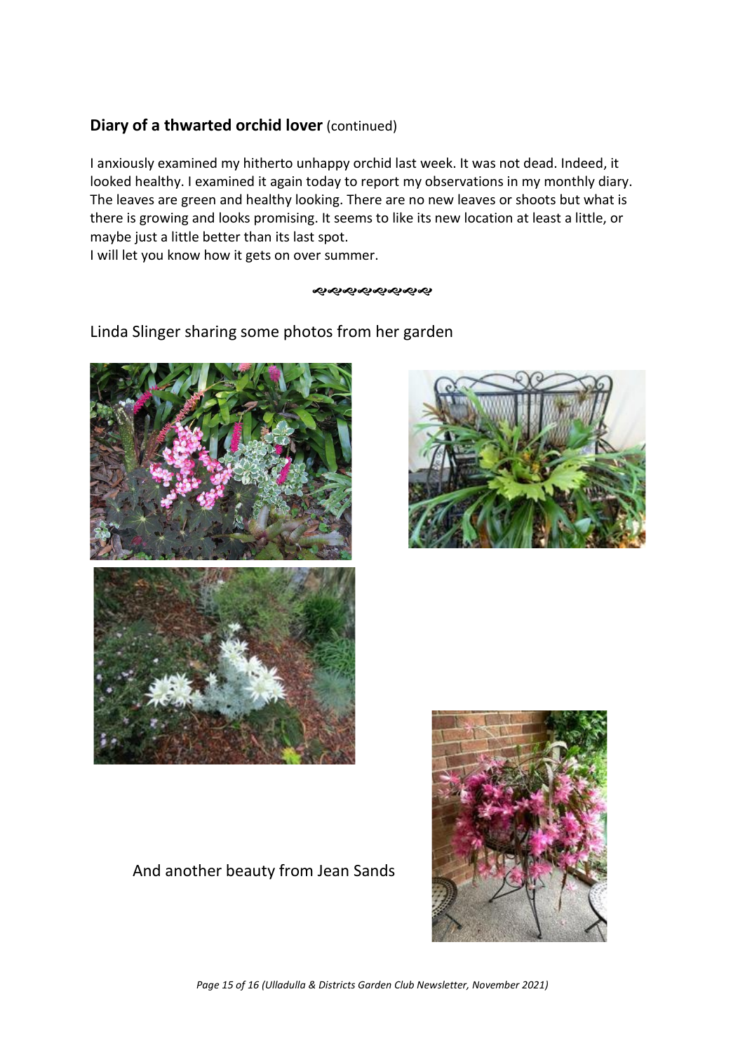## **Diary of a thwarted orchid lover** (continued)

I anxiously examined my hitherto unhappy orchid last week. It was not dead. Indeed, it looked healthy. I examined it again today to report my observations in my monthly diary. The leaves are green and healthy looking. There are no new leaves or shoots but what is there is growing and looks promising. It seems to like its new location at least a little, or maybe just a little better than its last spot.
I will let you know how it gets on over summer.

Linda Slinger sharing some photos from her garden

And another beauty from Jean Sands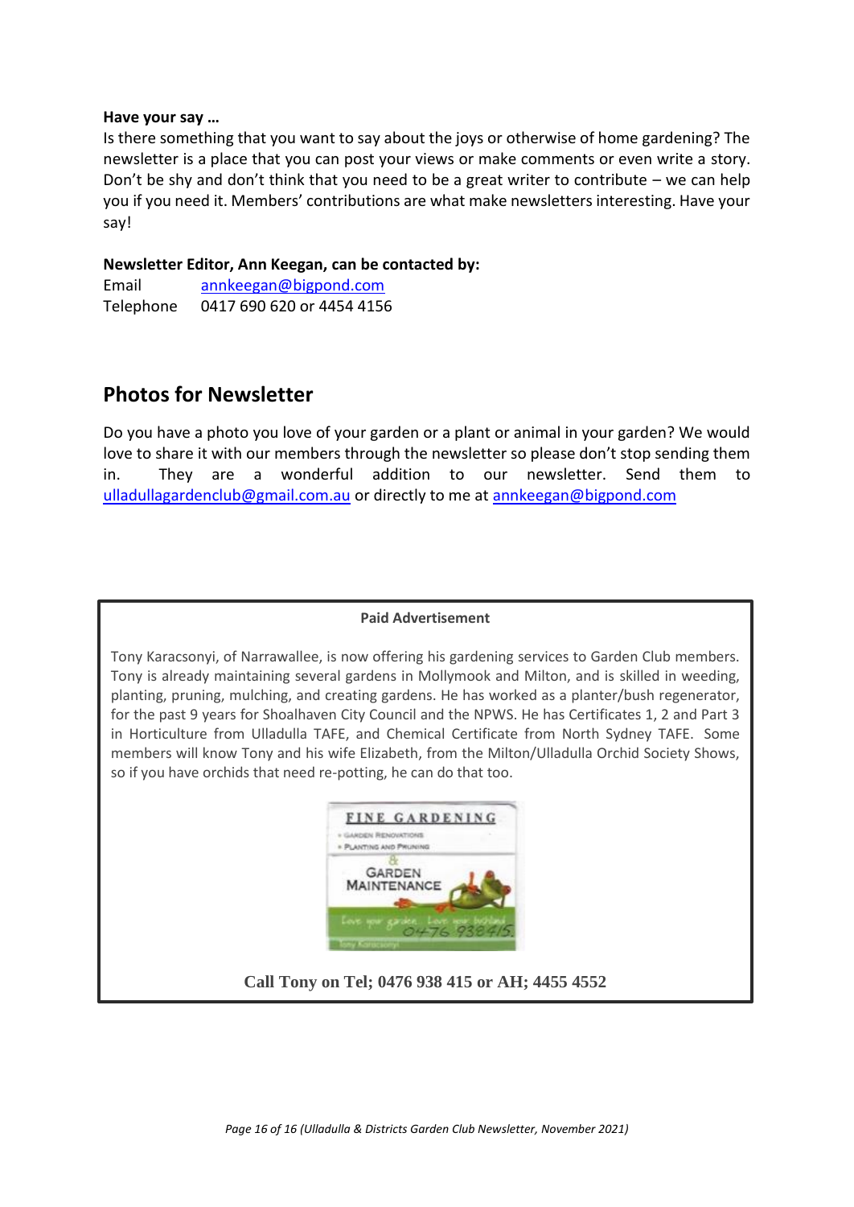**Have your say …**

Is there something that you want to say about the joys or otherwise of home gardening? The newsletter is a place that you can post your views or make comments or even write a story. Don't be shy and don't think that you need to be a great writer to contribute – we can help you if you need it. Members' contributions are what make newsletters interesting. Have your say!

**Newsletter Editor, Ann Keegan, can be contacted by:**

Email annkeegan@bigpond.com
Telephone 0417 690 620 or 4454 4156

## Photos for Newsletter

Do you have a photo you love of your garden or a plant or animal in your garden? We would love to share it with our members through the newsletter so please don't stop sending them in. They are a wonderful addition to our newsletter. Send them to ulladullagardenclub@gmail.com.au or directly to me at annkeegan@bigpond.com

**Paid Advertisement**

Tony Karacsonyi, of Narrawallee, is now offering his gardening services to Garden Club members. Tony is already maintaining several gardens in Mollymook and Milton, and is skilled in weeding, planting, pruning, mulching, and creating gardens. He has worked as a planter/bush regenerator, for the past 9 years for Shoalhaven City Council and the NPWS. He has Certificates 1, 2 and Part 3 in Horticulture from Ulladulla TAFE, and Chemical Certificate from North Sydney TAFE. Some members will know Tony and his wife Elizabeth, from the Milton/Ulladulla Orchid Society Shows, so if you have orchids that need re-potting, he can do that too.

FINE GARDENING
- GARDEN RENOVATIONS
- PLANTING AND PRUNING
& GARDEN MAINTENANCE
Love your garden. Love your bushland
0476 938415
Tony Karacsonyi

**Call Tony on Tel; 0476 938 415 or AH; 4455 4552**